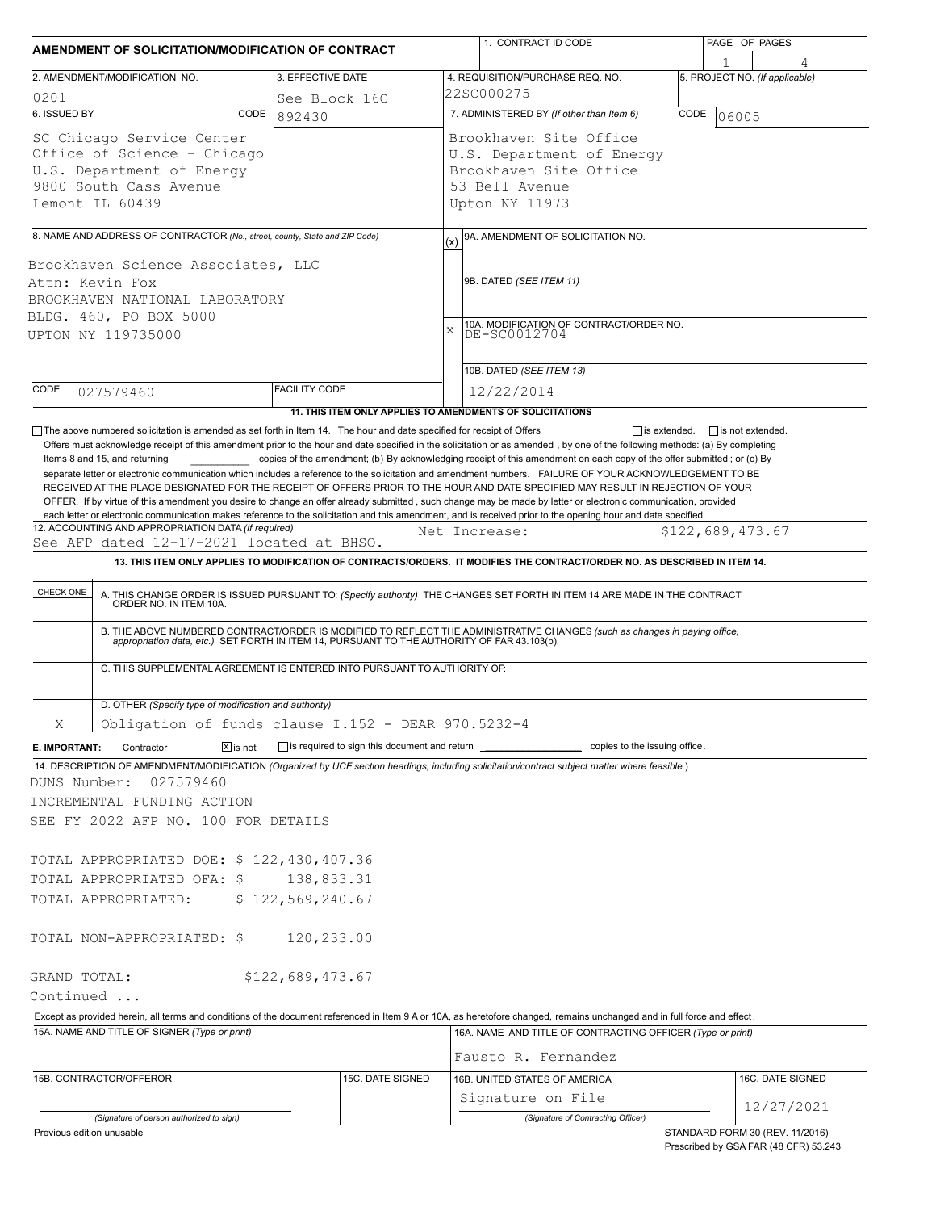# AMENDMENT OF SOLICITATION/MODIFICATION OF CONTRACT

| 1. CONTRACT ID CODE | PAGE OF PAGES |
|---|---|
| | 1 of 4 |

| 2. AMENDMENT/MODIFICATION NO. | 3. EFFECTIVE DATE | 4. REQUISITION/PURCHASE REQ. NO. | 5. PROJECT NO. (If applicable) |
|---|---|---|---|
| 0201 | See Block 16C | 22SC000275 | |

**6. ISSUED BY** CODE 892430

SC Chicago Service Center
Office of Science - Chicago
U.S. Department of Energy
9800 South Cass Avenue
Lemont IL 60439

**7. ADMINISTERED BY** (If other than Item 6) CODE 06005

Brookhaven Site Office
U.S. Department of Energy
Brookhaven Site Office
53 Bell Avenue
Upton NY 11973

**8. NAME AND ADDRESS OF CONTRACTOR** (No., street, county, State and ZIP Code)

Brookhaven Science Associates, LLC
Attn: Kevin Fox
BROOKHAVEN NATIONAL LABORATORY
BLDG. 460, PO BOX 5000
UPTON NY 119735000

CODE 027579460 FACILITY CODE

(x) 9A. AMENDMENT OF SOLICITATION NO.

9B. DATED (SEE ITEM 11)

X 10A. MODIFICATION OF CONTRACT/ORDER NO. DE-SC0012704

10B. DATED (SEE ITEM 13) 12/22/2014

**11. THIS ITEM ONLY APPLIES TO AMENDMENTS OF SOLICITATIONS**

☐ The above numbered solicitation is amended as set forth in Item 14. The hour and date specified for receipt of Offers ☐ is extended, ☐ is not extended.

Offers must acknowledge receipt of this amendment prior to the hour and date specified in the solicitation or as amended , by one of the following methods: (a) By completing Items 8 and 15, and returning \_\_\_\_\_\_\_\_\_\_ copies of the amendment; (b) By acknowledging receipt of this amendment on each copy of the offer submitted ; or (c) By separate letter or electronic communication which includes a reference to the solicitation and amendment numbers. FAILURE OF YOUR ACKNOWLEDGEMENT TO BE RECEIVED AT THE PLACE DESIGNATED FOR THE RECEIPT OF OFFERS PRIOR TO THE HOUR AND DATE SPECIFIED MAY RESULT IN REJECTION OF YOUR OFFER. If by virtue of this amendment you desire to change an offer already submitted , such change may be made by letter or electronic communication, provided each letter or electronic communication makes reference to the solicitation and this amendment, and is received prior to the opening hour and date specified.

**12. ACCOUNTING AND APPROPRIATION DATA** (If required)
See AFP dated 12-17-2021 located at BHSO. Net Increase: $122,689,473.67

**13. THIS ITEM ONLY APPLIES TO MODIFICATION OF CONTRACTS/ORDERS. IT MODIFIES THE CONTRACT/ORDER NO. AS DESCRIBED IN ITEM 14.**

| CHECK ONE | |
|---|---|
| | A. THIS CHANGE ORDER IS ISSUED PURSUANT TO: (Specify authority) THE CHANGES SET FORTH IN ITEM 14 ARE MADE IN THE CONTRACT ORDER NO. IN ITEM 10A. |
| | B. THE ABOVE NUMBERED CONTRACT/ORDER IS MODIFIED TO REFLECT THE ADMINISTRATIVE CHANGES (such as changes in paying office, appropriation data, etc.) SET FORTH IN ITEM 14, PURSUANT TO THE AUTHORITY OF FAR 43.103(b). |
| | C. THIS SUPPLEMENTAL AGREEMENT IS ENTERED INTO PURSUANT TO AUTHORITY OF: |
| X | D. OTHER (Specify type of modification and authority) Obligation of funds clause I.152 - DEAR 970.5232-4 |

**E. IMPORTANT:** Contractor ☒ is not ☐ is required to sign this document and return \_\_\_\_\_\_\_\_\_\_ copies to the issuing office.

**14. DESCRIPTION OF AMENDMENT/MODIFICATION** (Organized by UCF section headings, including solicitation/contract subject matter where feasible.)

DUNS Number: 027579460
INCREMENTAL FUNDING ACTION
SEE FY 2022 AFP NO. 100 FOR DETAILS

TOTAL APPROPRIATED DOE: $ 122,430,407.36
TOTAL APPROPRIATED OFA: $ 138,833.31
TOTAL APPROPRIATED: $ 122,569,240.67

TOTAL NON-APPROPRIATED: $ 120,233.00

GRAND TOTAL: $122,689,473.67

Continued ...

Except as provided herein, all terms and conditions of the document referenced in Item 9 A or 10A, as heretofore changed, remains unchanged and in full force and effect.

| 15A. NAME AND TITLE OF SIGNER (Type or print) | | 16A. NAME AND TITLE OF CONTRACTING OFFICER (Type or print) | |
|---|---|---|---|
| | | Fausto R. Fernandez | |
| 15B. CONTRACTOR/OFFEROR | 15C. DATE SIGNED | 16B. UNITED STATES OF AMERICA | 16C. DATE SIGNED |
| (Signature of person authorized to sign) | | Signature on File (Signature of Contracting Officer) | 12/27/2021 |

Previous edition unusable

STANDARD FORM 30 (REV. 11/2016)
Prescribed by GSA FAR (48 CFR) 53.243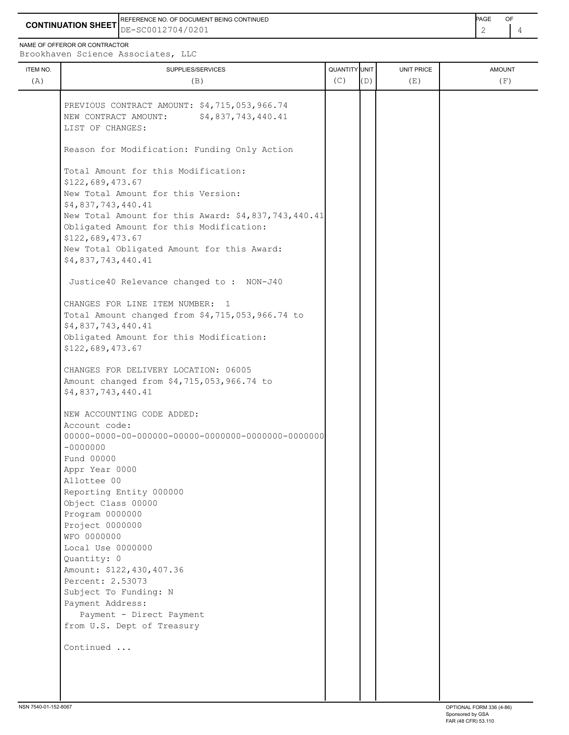**CONTINUATION SHEET**

REFERENCE NO. OF DOCUMENT BEING CONTINUED: DE-SC0012704/0201

NAME OF OFFEROR OR CONTRACTOR: Brookhaven Science Associates, LLC

| ITEM NO. (A) | SUPPLIES/SERVICES (B) | QUANTITY (C) | UNIT (D) | UNIT PRICE (E) | AMOUNT (F) |
|---|---|---|---|---|---|
| | PREVIOUS CONTRACT AMOUNT: $4,715,053,966.74<br>NEW CONTRACT AMOUNT: $4,837,743,440.41<br>LIST OF CHANGES:<br><br>Reason for Modification: Funding Only Action<br><br>Total Amount for this Modification: $122,689,473.67<br>New Total Amount for this Version: $4,837,743,440.41<br>New Total Amount for this Award: $4,837,743,440.41<br>Obligated Amount for this Modification: $122,689,473.67<br>New Total Obligated Amount for this Award: $4,837,743,440.41<br><br>Justice40 Relevance changed to : NON-J40<br><br>CHANGES FOR LINE ITEM NUMBER: 1<br>Total Amount changed from $4,715,053,966.74 to $4,837,743,440.41<br>Obligated Amount for this Modification: $122,689,473.67<br><br>CHANGES FOR DELIVERY LOCATION: 06005<br>Amount changed from $4,715,053,966.74 to $4,837,743,440.41<br><br>NEW ACCOUNTING CODE ADDED:<br>Account code:<br>00000-0000-00-000000-00000-0000000-0000000-0000000-0000000<br>Fund 00000<br>Appr Year 0000<br>Allottee 00<br>Reporting Entity 000000<br>Object Class 00000<br>Program 0000000<br>Project 0000000<br>WFO 0000000<br>Local Use 0000000<br>Quantity: 0<br>Amount: $122,430,407.36<br>Percent: 2.53073<br>Subject To Funding: N<br>Payment Address:<br>Payment - Direct Payment from U.S. Dept of Treasury<br><br>Continued ... | | | | |

NSN 7540-01-152-8067 — OPTIONAL FORM 336 (4-86) Sponsored by GSA FAR (48 CFR) 53.110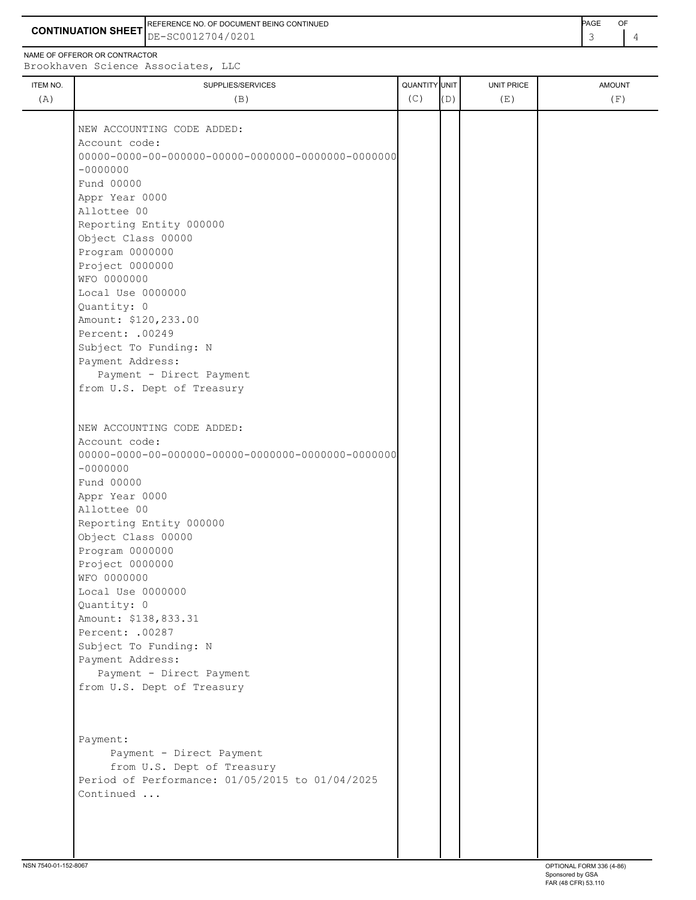**CONTINUATION SHEET**

REFERENCE NO. OF DOCUMENT BEING CONTINUED
DE-SC0012704/0201

NAME OF OFFEROR OR CONTRACTOR
Brookhaven Science Associates, LLC

| ITEM NO. (A) | SUPPLIES/SERVICES (B) | QUANTITY (C) | UNIT (D) | UNIT PRICE (E) | AMOUNT (F) |
|---|---|---|---|---|---|
| | NEW ACCOUNTING CODE ADDED:<br>Account code:<br>00000-0000-00-000000-00000-0000000-0000000-0000000-0000000<br>Fund 00000<br>Appr Year 0000<br>Allottee 00<br>Reporting Entity 000000<br>Object Class 00000<br>Program 0000000<br>Project 0000000<br>WFO 0000000<br>Local Use 0000000<br>Quantity: 0<br>Amount: $120,233.00<br>Percent: .00249<br>Subject To Funding: N<br>Payment Address:<br>Payment - Direct Payment<br>from U.S. Dept of Treasury<br><br>NEW ACCOUNTING CODE ADDED:<br>Account code:<br>00000-0000-00-000000-00000-0000000-0000000-0000000-0000000<br>Fund 00000<br>Appr Year 0000<br>Allottee 00<br>Reporting Entity 000000<br>Object Class 00000<br>Program 0000000<br>Project 0000000<br>WFO 0000000<br>Local Use 0000000<br>Quantity: 0<br>Amount: $138,833.31<br>Percent: .00287<br>Subject To Funding: N<br>Payment Address:<br>Payment - Direct Payment<br>from U.S. Dept of Treasury<br><br>Payment:<br>Payment - Direct Payment<br>from U.S. Dept of Treasury<br>Period of Performance: 01/05/2015 to 01/04/2025<br>Continued ... | | | | |

NSN 7540-01-152-8067

OPTIONAL FORM 336 (4-86)
Sponsored by GSA
FAR (48 CFR) 53.110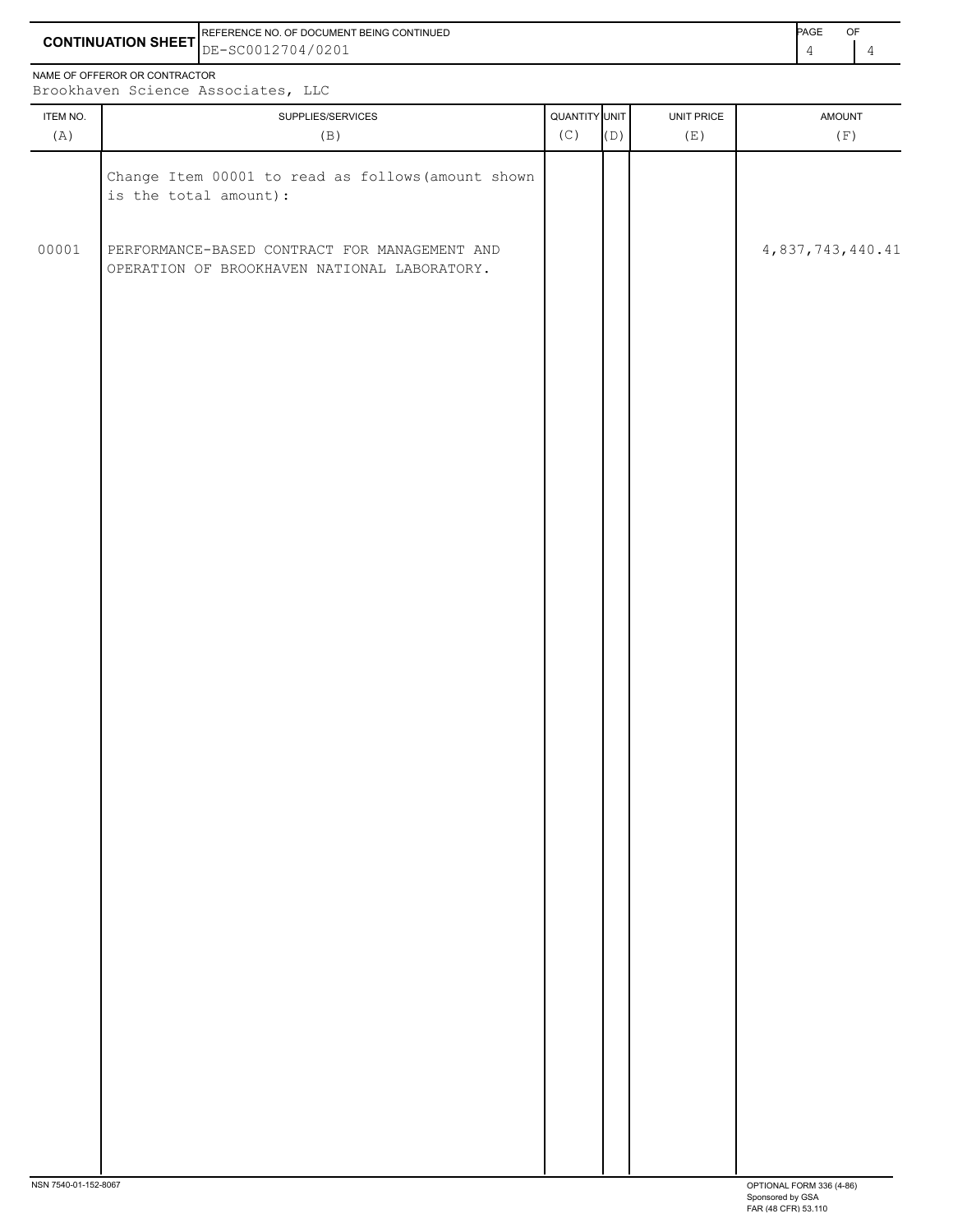**CONTINUATION SHEET**

REFERENCE NO. OF DOCUMENT BEING CONTINUED
DE-SC0012704/0201

NAME OF OFFEROR OR CONTRACTOR
Brookhaven Science Associates, LLC

| ITEM NO. (A) | SUPPLIES/SERVICES (B) | QUANTITY (C) | UNIT (D) | UNIT PRICE (E) | AMOUNT (F) |
|---|---|---|---|---|---|
| | Change Item 00001 to read as follows(amount shown is the total amount): | | | | |
| 00001 | PERFORMANCE-BASED CONTRACT FOR MANAGEMENT AND OPERATION OF BROOKHAVEN NATIONAL LABORATORY. | | | | 4,837,743,440.41 |

NSN 7540-01-152-8067

OPTIONAL FORM 336 (4-86)
Sponsored by GSA
FAR (48 CFR) 53.110